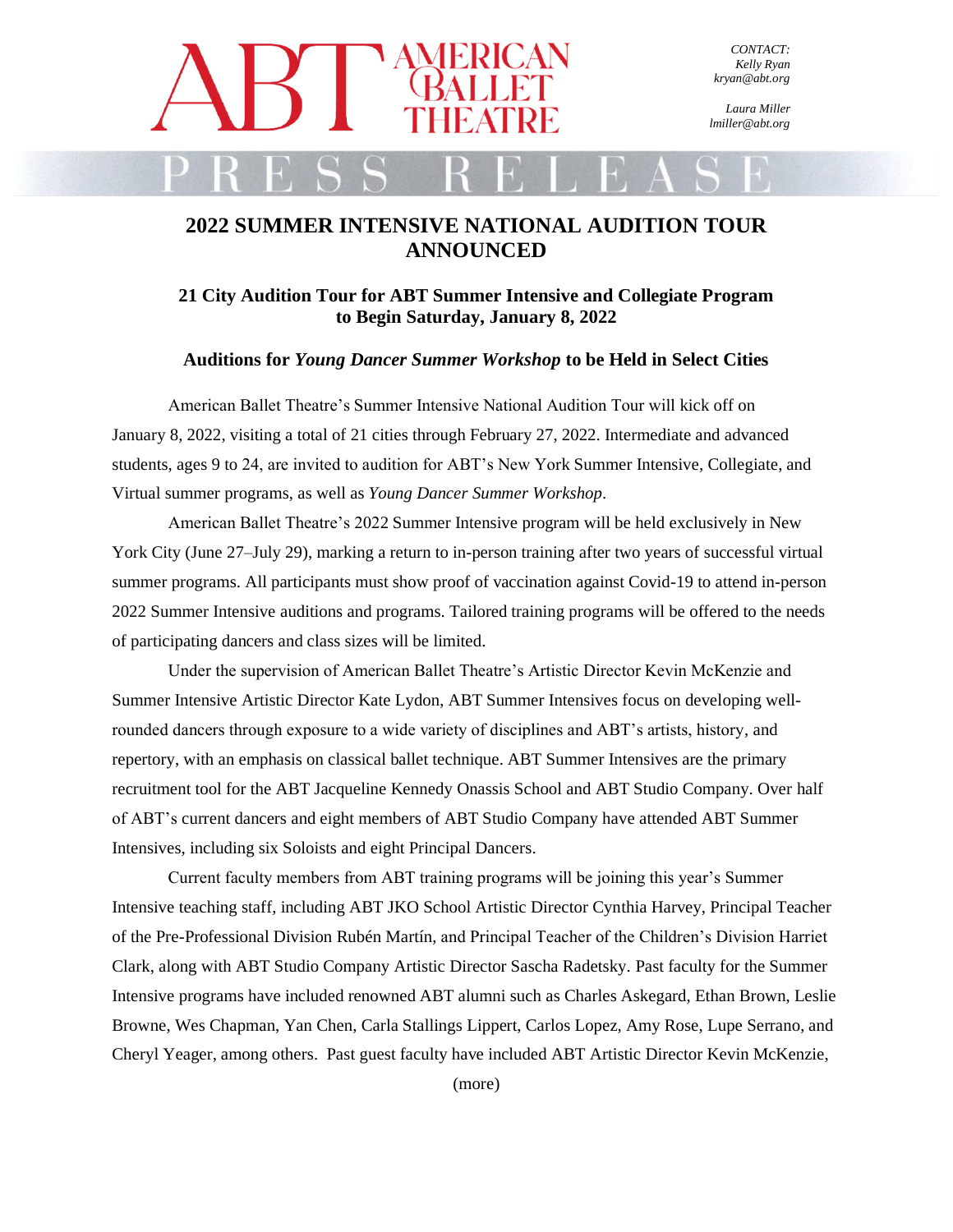CONTACT:
Kelly Ryan
kryan@abt.org

Laura Miller
lmiller@abt.org

# 2022 SUMMER INTENSIVE NATIONAL AUDITION TOUR ANNOUNCED

## 21 City Audition Tour for ABT Summer Intensive and Collegiate Program to Begin Saturday, January 8, 2022

### Auditions for *Young Dancer Summer Workshop* to be Held in Select Cities

American Ballet Theatre's Summer Intensive National Audition Tour will kick off on January 8, 2022, visiting a total of 21 cities through February 27, 2022. Intermediate and advanced students, ages 9 to 24, are invited to audition for ABT's New York Summer Intensive, Collegiate, and Virtual summer programs, as well as *Young Dancer Summer Workshop*.

American Ballet Theatre's 2022 Summer Intensive program will be held exclusively in New York City (June 27–July 29), marking a return to in-person training after two years of successful virtual summer programs. All participants must show proof of vaccination against Covid-19 to attend in-person 2022 Summer Intensive auditions and programs. Tailored training programs will be offered to the needs of participating dancers and class sizes will be limited.

Under the supervision of American Ballet Theatre's Artistic Director Kevin McKenzie and Summer Intensive Artistic Director Kate Lydon, ABT Summer Intensives focus on developing well-rounded dancers through exposure to a wide variety of disciplines and ABT's artists, history, and repertory, with an emphasis on classical ballet technique. ABT Summer Intensives are the primary recruitment tool for the ABT Jacqueline Kennedy Onassis School and ABT Studio Company. Over half of ABT's current dancers and eight members of ABT Studio Company have attended ABT Summer Intensives, including six Soloists and eight Principal Dancers.

Current faculty members from ABT training programs will be joining this year's Summer Intensive teaching staff, including ABT JKO School Artistic Director Cynthia Harvey, Principal Teacher of the Pre-Professional Division Rubén Martín, and Principal Teacher of the Children's Division Harriet Clark, along with ABT Studio Company Artistic Director Sascha Radetsky. Past faculty for the Summer Intensive programs have included renowned ABT alumni such as Charles Askegard, Ethan Brown, Leslie Browne, Wes Chapman, Yan Chen, Carla Stallings Lippert, Carlos Lopez, Amy Rose, Lupe Serrano, and Cheryl Yeager, among others. Past guest faculty have included ABT Artistic Director Kevin McKenzie,

(more)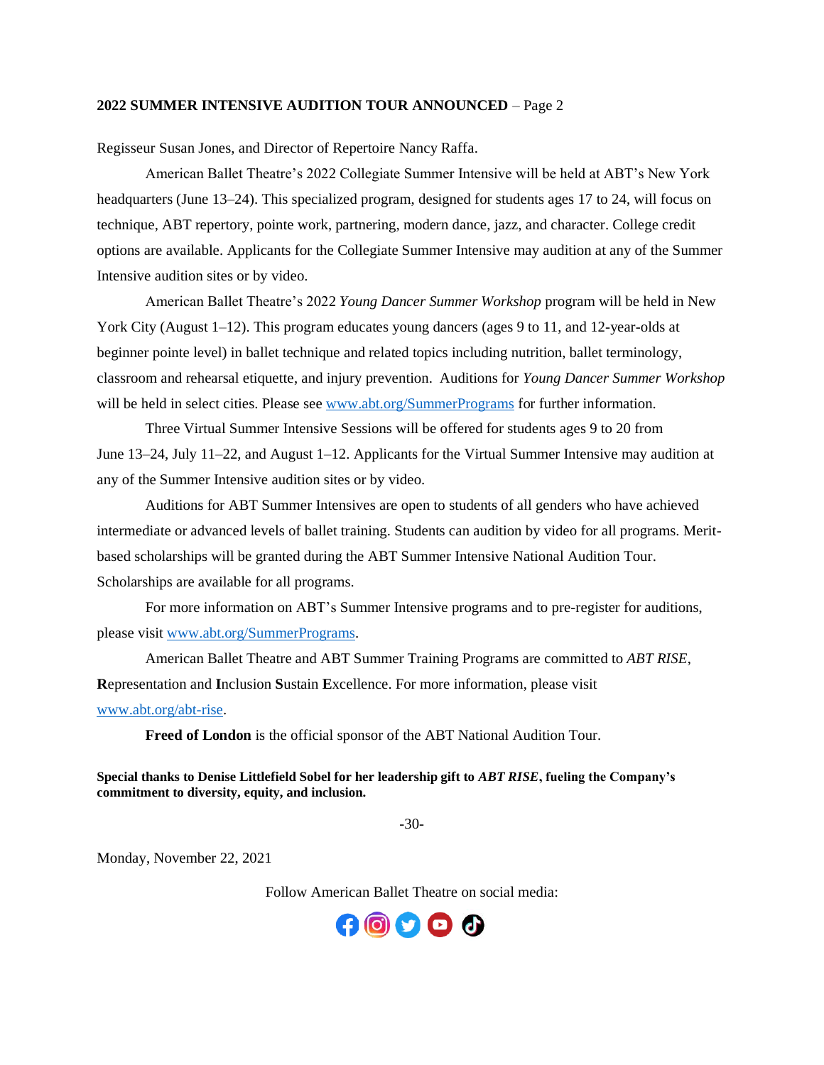Regisseur Susan Jones, and Director of Repertoire Nancy Raffa.

American Ballet Theatre's 2022 Collegiate Summer Intensive will be held at ABT's New York headquarters (June 13–24). This specialized program, designed for students ages 17 to 24, will focus on technique, ABT repertory, pointe work, partnering, modern dance, jazz, and character. College credit options are available. Applicants for the Collegiate Summer Intensive may audition at any of the Summer Intensive audition sites or by video.

American Ballet Theatre's 2022 *Young Dancer Summer Workshop* program will be held in New York City (August 1–12). This program educates young dancers (ages 9 to 11, and 12-year-olds at beginner pointe level) in ballet technique and related topics including nutrition, ballet terminology, classroom and rehearsal etiquette, and injury prevention. Auditions for *Young Dancer Summer Workshop* will be held in select cities. Please see [www.abt.org/SummerPrograms](http://www.abt.org/SummerPrograms) for further information.

Three Virtual Summer Intensive Sessions will be offered for students ages 9 to 20 from June 13–24, July 11–22, and August 1–12. Applicants for the Virtual Summer Intensive may audition at any of the Summer Intensive audition sites or by video.

Auditions for ABT Summer Intensives are open to students of all genders who have achieved intermediate or advanced levels of ballet training. Students can audition by video for all programs. Merit-based scholarships will be granted during the ABT Summer Intensive National Audition Tour. Scholarships are available for all programs.

For more information on ABT's Summer Intensive programs and to pre-register for auditions, please visit [www.abt.org/SummerPrograms](http://www.abt.org/SummerPrograms).

American Ballet Theatre and ABT Summer Training Programs are committed to *ABT RISE*, **R**epresentation and **I**nclusion **S**ustain **E**xcellence. For more information, please visit [www.abt.org/abt-rise](http://www.abt.org/abt-rise).

**Freed of London** is the official sponsor of the ABT National Audition Tour.

**Special thanks to Denise Littlefield Sobel for her leadership gift to *ABT RISE*, fueling the Company's commitment to diversity, equity, and inclusion.**

-30-

Monday, November 22, 2021

Follow American Ballet Theatre on social media: